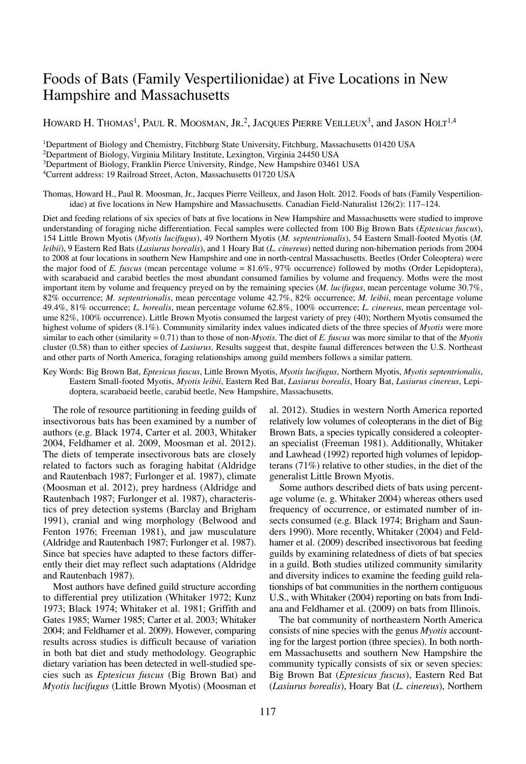# Foods of Bats (Family Vespertilionidae) at Five Locations in New Hampshire and Massachusetts

HOWARD H. THOMAS[1], PAUL R. MOOSMAN, JR.[2], JACQUES PIERRE VEILLEUX[3], and JASON HOLT[1,4]

[1]Department of Biology and Chemistry, Fitchburg State University, Fitchburg, Massachusetts 01420 USA

[2]Department of Biology, Virginia Military Institute, Lexington, Virginia 24450 USA

[3]Department of Biology, Franklin Pierce University, Rindge, New Hampshire 03461 USA

[4]Current address: 19 Railroad Street, Acton, Massachusetts 01720 USA

Thomas, Howard H., Paul R. Moosman, Jr., Jacques Pierre Veilleux, and Jason Holt. 2012. Foods of bats (Family Vespertilionidae) at five locations in New Hampshire and Massachusetts. Canadian Field-Naturalist 126(2): 117–124.

Diet and feeding relations of six species of bats at five locations in New Hampshire and Massachusetts were studied to improve understanding of foraging niche differentiation. Fecal samples were collected from 100 Big Brown Bats (*Eptesicus fuscus*), 154 Little Brown Myotis (*Myotis lucifugus*), 49 Northern Myotis (*M. septentrionalis*), 54 Eastern Small-footed Myotis (*M. leibii*), 9 Eastern Red Bats (*Lasiurus borealis*), and 1 Hoary Bat (*L. cinereus*) netted during non-hibernation periods from 2004 to 2008 at four locations in southern New Hampshire and one in north-central Massachusetts. Beetles (Order Coleoptera) were the major food of *E. fuscus* (mean percentage volume = 81.6%, 97% occurrence) followed by moths (Order Lepidoptera), with scarabaeid and carabid beetles the most abundant consumed families by volume and frequency. Moths were the most important item by volume and frequency preyed on by the remaining species (*M. lucifugus*, mean percentage volume 30.7%, 82% occurrence; *M. septentrionalis*, mean percentage volume 42.7%, 82% occurrence; *M. leibii*, mean percentage volume 49.4%, 81% occurrence; *L. borealis*, mean percentage volume 62.8%, 100% occurrence; *L. cinereus*, mean percentage volume 82%, 100% occurrence). Little Brown Myotis consumed the largest variety of prey (40); Northern Myotis consumed the highest volume of spiders (8.1%). Community similarity index values indicated diets of the three species of *Myotis* were more similar to each other (similarity = 0.71) than to those of non-*Myotis*. The diet of *E. fuscus* was more similar to that of the *Myotis* cluster (0.58) than to either species of *Lasiurus*. Results suggest that, despite faunal differences between the U.S. Northeast and other parts of North America, foraging relationships among guild members follows a similar pattern.

Key Words: Big Brown Bat, *Eptesicus fuscus*, Little Brown Myotis, *Myotis lucifugus*, Northern Myotis, *Myotis septentrionalis*, Eastern Small-footed Myotis, *Myotis leibii*, Eastern Red Bat, *Lasiurus borealis*, Hoary Bat, *Lasiurus cinereus*, Lepidoptera, scarabaeid beetle, carabid beetle, New Hampshire, Massachusetts.

The role of resource partitioning in feeding guilds of insectivorous bats has been examined by a number of authors (e.g. Black 1974, Carter et al. 2003, Whitaker 2004, Feldhamer et al. 2009, Moosman et al. 2012). The diets of temperate insectivorous bats are closely related to factors such as foraging habitat (Aldridge and Rautenbach 1987; Furlonger et al. 1987), climate (Moosman et al. 2012), prey hardness (Aldridge and Rautenbach 1987; Furlonger et al. 1987), characteristics of prey detection systems (Barclay and Brigham 1991), cranial and wing morphology (Belwood and Fenton 1976; Freeman 1981), and jaw musculature (Aldridge and Rautenbach 1987; Furlonger et al. 1987). Since bat species have adapted to these factors differently their diet may reflect such adaptations (Aldridge and Rautenbach 1987).

Most authors have defined guild structure according to differential prey utilization (Whitaker 1972; Kunz 1973; Black 1974; Whitaker et al. 1981; Griffith and Gates 1985; Warner 1985; Carter et al. 2003; Whitaker 2004; and Feldhamer et al. 2009). However, comparing results across studies is difficult because of variation in both bat diet and study methodology. Geographic dietary variation has been detected in well-studied species such as *Eptesicus fuscus* (Big Brown Bat) and *Myotis lucifugus* (Little Brown Myotis) (Moosman et al. 2012). Studies in western North America reported relatively low volumes of coleopterans in the diet of Big Brown Bats, a species typically considered a coleopteran specialist (Freeman 1981). Additionally, Whitaker and Lawhead (1992) reported high volumes of lepidopterans (71%) relative to other studies, in the diet of the generalist Little Brown Myotis.

Some authors described diets of bats using percentage volume (e. g. Whitaker 2004) whereas others used frequency of occurrence, or estimated number of insects consumed (e.g. Black 1974; Brigham and Saunders 1990). More recently, Whitaker (2004) and Feldhamer et al. (2009) described insectivorous bat feeding guilds by examining relatedness of diets of bat species in a guild. Both studies utilized community similarity and diversity indices to examine the feeding guild relationships of bat communities in the northern contiguous U.S., with Whitaker (2004) reporting on bats from Indiana and Feldhamer et al. (2009) on bats from Illinois.

The bat community of northeastern North America consists of nine species with the genus *Myotis* accounting for the largest portion (three species). In both northern Massachusetts and southern New Hampshire the community typically consists of six or seven species: Big Brown Bat (*Eptesicus fuscus*), Eastern Red Bat (*Lasiurus borealis*), Hoary Bat (*L. cinereus*), Northern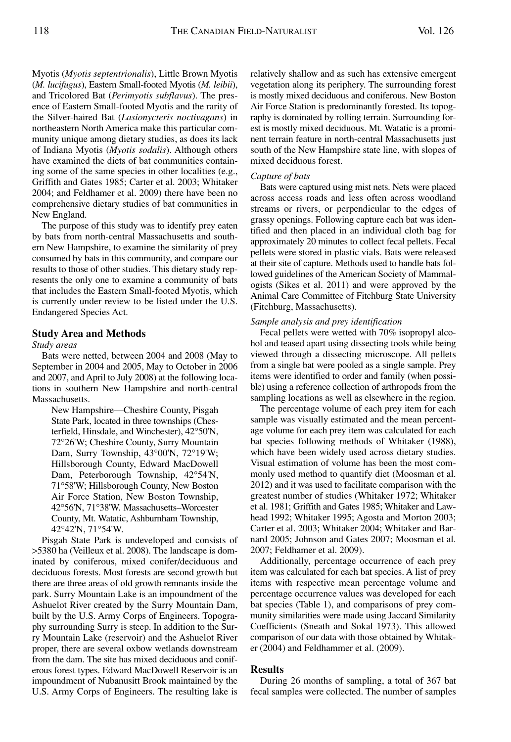Myotis (*Myotis septentrionalis*), Little Brown Myotis (*M. lucifugus*), Eastern Small-footed Myotis (*M. leibii*), and Tricolored Bat (*Perimyotis subflavus*). The presence of Eastern Small-footed Myotis and the rarity of the Silver-haired Bat (*Lasionycteris noctivagans*) in northeastern North America make this particular community unique among dietary studies, as does its lack of Indiana Myotis (*Myotis sodalis*). Although others have examined the diets of bat communities containing some of the same species in other localities (e.g., Griffith and Gates 1985; Carter et al. 2003; Whitaker 2004; and Feldhamer et al. 2009) there have been no comprehensive dietary studies of bat communities in New England.

The purpose of this study was to identify prey eaten by bats from north-central Massachusetts and southern New Hampshire, to examine the similarity of prey consumed by bats in this community, and compare our results to those of other studies. This dietary study represents the only one to examine a community of bats that includes the Eastern Small-footed Myotis, which is currently under review to be listed under the U.S. Endangered Species Act.

## Study Area and Methods

### *Study areas*

Bats were netted, between 2004 and 2008 (May to September in 2004 and 2005, May to October in 2006 and 2007, and April to July 2008) at the following locations in southern New Hampshire and north-central Massachusetts.

> New Hampshire—Cheshire County, Pisgah State Park, located in three townships (Chesterfield, Hinsdale, and Winchester), 42°50'N, 72°26'W; Cheshire County, Surry Mountain Dam, Surry Township, 43°00'N, 72°19'W; Hillsborough County, Edward MacDowell Dam, Peterborough Township, 42°54'N, 71°58'W; Hillsborough County, New Boston Air Force Station, New Boston Township, 42°56'N, 71°38'W. Massachusetts–Worcester County, Mt. Watatic, Ashburnham Township, 42°42'N, 71°54'W.

Pisgah State Park is undeveloped and consists of >5380 ha (Veilleux et al. 2008). The landscape is dominated by coniferous, mixed conifer/deciduous and deciduous forests. Most forests are second growth but there are three areas of old growth remnants inside the park. Surry Mountain Lake is an impoundment of the Ashuelot River created by the Surry Mountain Dam, built by the U.S. Army Corps of Engineers. Topography surrounding Surry is steep. In addition to the Surry Mountain Lake (reservoir) and the Ashuelot River proper, there are several oxbow wetlands downstream from the dam. The site has mixed deciduous and coniferous forest types. Edward MacDowell Reservoir is an impoundment of Nubanusitt Brook maintained by the U.S. Army Corps of Engineers. The resulting lake is relatively shallow and as such has extensive emergent vegetation along its periphery. The surrounding forest is mostly mixed deciduous and coniferous. New Boston Air Force Station is predominantly forested. Its topography is dominated by rolling terrain. Surrounding forest is mostly mixed deciduous. Mt. Watatic is a prominent terrain feature in north-central Massachusetts just south of the New Hampshire state line, with slopes of mixed deciduous forest.

### *Capture of bats*

Bats were captured using mist nets. Nets were placed across access roads and less often across woodland streams or rivers, or perpendicular to the edges of grassy openings. Following capture each bat was identified and then placed in an individual cloth bag for approximately 20 minutes to collect fecal pellets. Fecal pellets were stored in plastic vials. Bats were released at their site of capture. Methods used to handle bats followed guidelines of the American Society of Mammalogists (Sikes et al. 2011) and were approved by the Animal Care Committee of Fitchburg State University (Fitchburg, Massachusetts).

### *Sample analysis and prey identification*

Fecal pellets were wetted with 70% isopropyl alcohol and teased apart using dissecting tools while being viewed through a dissecting microscope. All pellets from a single bat were pooled as a single sample. Prey items were identified to order and family (when possible) using a reference collection of arthropods from the sampling locations as well as elsewhere in the region.

The percentage volume of each prey item for each sample was visually estimated and the mean percentage volume for each prey item was calculated for each bat species following methods of Whitaker (1988), which have been widely used across dietary studies. Visual estimation of volume has been the most commonly used method to quantify diet (Moosman et al. 2012) and it was used to facilitate comparison with the greatest number of studies (Whitaker 1972; Whitaker et al. 1981; Griffith and Gates 1985; Whitaker and Lawhead 1992; Whitaker 1995; Agosta and Morton 2003; Carter et al. 2003; Whitaker 2004; Whitaker and Barnard 2005; Johnson and Gates 2007; Moosman et al. 2007; Feldhamer et al. 2009).

Additionally, percentage occurrence of each prey item was calculated for each bat species. A list of prey items with respective mean percentage volume and percentage occurrence values was developed for each bat species (Table 1), and comparisons of prey community similarities were made using Jaccard Similarity Coefficients (Sneath and Sokal 1973). This allowed comparison of our data with those obtained by Whitaker (2004) and Feldhammer et al. (2009).

## Results

During 26 months of sampling, a total of 367 bat fecal samples were collected. The number of samples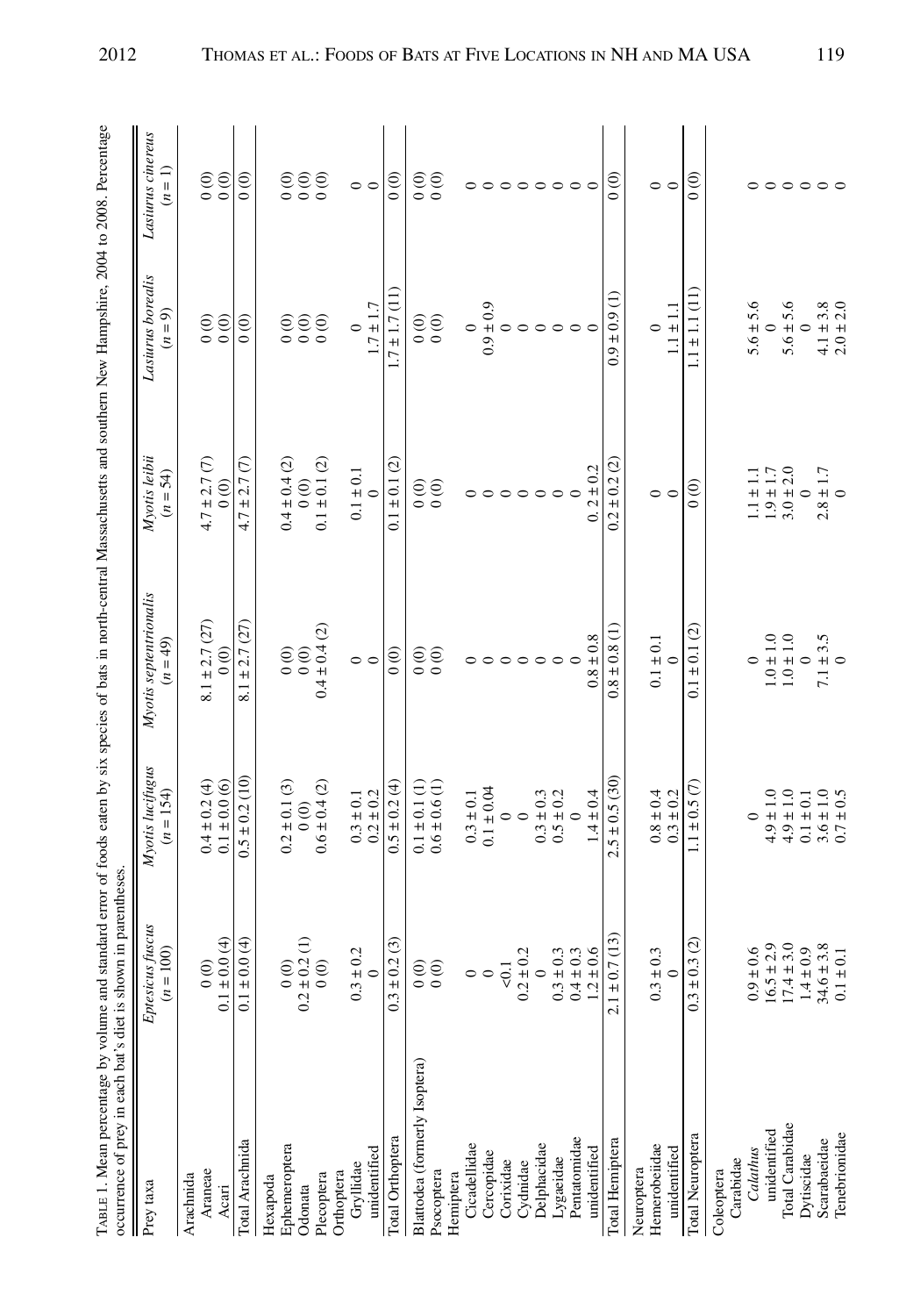TABLE 1. Mean percentage by volume and standard error of foods eaten by six species of bats in north-central Massachusetts and southern New Hampshire, 2004 to 2008. Percentage occurrence of prey in each bat's diet is shown in parentheses.

| Prey taxa | *Eptesicus fuscus* ($n$ = 100) | *Myotis lucifugus* ($n$ = 154) | *Myotis septentrionalis* ($n$ = 49) | *Myotis leibii* ($n$ = 54) | *Lasiurus borealis* ($n$ = 9) | *Lasiurus cinereus* ($n$ = 1) |
|---|---|---|---|---|---|---|
| Arachnida | | | | | | |
| Araneae | 0 (0) | 0.4 ± 0.2 (4) | 8.1 ± 2.7 (27) | 4.7 ± 2.7 (7) | 0 (0) | 0 (0) |
| Acari | 0.1 ± 0.0 (4) | 0.1 ± 0.0 (6) | 0 (0) | 0 (0) | 0 (0) | 0 (0) |
| Total Arachnida | 0.1 ± 0.0 (4) | 0.5 ± 0.2 (10) | 8.1 ± 2.7 (27) | 4.7 ± 2.7 (7) | 0 (0) | 0 (0) |
| Hexapoda | | | | | | |
| Ephemeroptera | 0 (0) | 0.2 ± 0.1 (3) | 0 (0) | 0.4 ± 0.4 (2) | 0 (0) | 0 (0) |
| Odonata | 0.2 ± 0.2 (1) | 0 (0) | 0 (0) | 0 (0) | 0 (0) | 0 (0) |
| Plecoptera | 0 (0) | 0.6 ± 0.4 (2) | 0.4 ± 0.4 (2) | 0.1 ± 0.1 (2) | 0 (0) | 0 (0) |
| Orthoptera | | | | | | |
| Gryllidae | 0.3 ± 0.2 | 0.3 ± 0.1 | 0 | 0.1 ± 0.1 | 0 | 0 |
| unidentified | 0 | 0.2 ± 0.2 | 0 | 0 | 1.7 ± 1.7 | 0 |
| Total Orthoptera | 0.3 ± 0.2 (3) | 0.5 ± 0.2 (4) | 0 (0) | 0.1 ± 0.1 (2) | 1.7 ± 1.7 (11) | 0 (0) |
| Blattodea (formerly Isoptera) | 0 (0) | 0.1 ± 0.1 (1) | 0 (0) | 0 (0) | 0 (0) | 0 (0) |
| Psocoptera | 0 (0) | 0.6 ± 0.6 (1) | 0 (0) | 0 (0) | 0 (0) | 0 (0) |
| Hemiptera | | | | | | |
| Cicadellidae | 0 | 0.3 ± 0.1 | 0 | 0 | 0 | 0 |
| Cercopidae | 0 | 0.1 ± 0.04 | 0 | 0 | 0.9 ± 0.9 | 0 |
| Corixidae | <0.1 | 0 | 0 | 0 | 0 | 0 |
| Cydnidae | 0.2 ± 0.2 | 0 | 0 | 0 | 0 | 0 |
| Delphacidae | 0 | 0.3 ± 0.3 | 0 | 0 | 0 | 0 |
| Lygaeidae | 0.3 ± 0.3 | 0.5 ± 0.2 | 0 | 0 | 0 | 0 |
| Pentatomidae | 0.4 ± 0.3 | 0 | 0 | 0 | 0 | 0 |
| unidentified | 1.2 ± 0.6 | 1.4 ± 0.4 | 0.8 ± 0.8 | 0. 2 ± 0.2 | 0 | 0 |
| Total Hemiptera | 2.1 ± 0.7 (13) | 2.5 ± 0.5 (30) | 0.8 ± 0.8 (1) | 0.2 ± 0.2 (2) | 0.9 ± 0.9 (1) | 0 (0) |
| Neuroptera | | | | | | |
| Hemerobeiidae | 0.3 ± 0.3 | 0.8 ± 0.4 | 0.1 ± 0.1 | 0 | 0 | 0 |
| unidentified | 0 | 0.3 ± 0.2 | 0 | 0 | 1.1 ± 1.1 | 0 |
| Total Neuroptera | 0.3 ± 0.3 (2) | 1.1 ± 0.5 (7) | 0.1 ± 0.1 (2) | 0 (0) | 1.1 ± 1.1 (11) | 0 (0) |
| Coleoptera | | | | | | |
| Carabidae | | | | | | |
| *Calathus* | 0.9 ± 0.6 | 0 | 0 | 1.1 ± 1.1 | 5.6 ± 5.6 | 0 |
| unidentified | 16.5 ± 2.9 | 4.9 ± 1.0 | 1.0 ± 1.0 | 1.9 ± 1.7 | 0 | 0 |
| Total Carabidae | 17.4 ± 3.0 | 4.9 ± 1.0 | 1.0 ± 1.0 | 3.0 ± 2.0 | 5.6 ± 5.6 | 0 |
| Dytiscidae | 1.4 ± 0.9 | 0.1 ± 0.1 | 0 | 0 | 0 | 0 |
| Scarabaeidae | 34.6 ± 3.8 | 3.6 ± 1.0 | 7.1 ± 3.5 | 2.8 ± 1.7 | 4.1 ± 3.8 | 0 |
| Tenebrionidae | 0.1 ± 0.1 | 0.7 ± 0.5 | 0 | 0 | 2.0 ± 2.0 | 0 |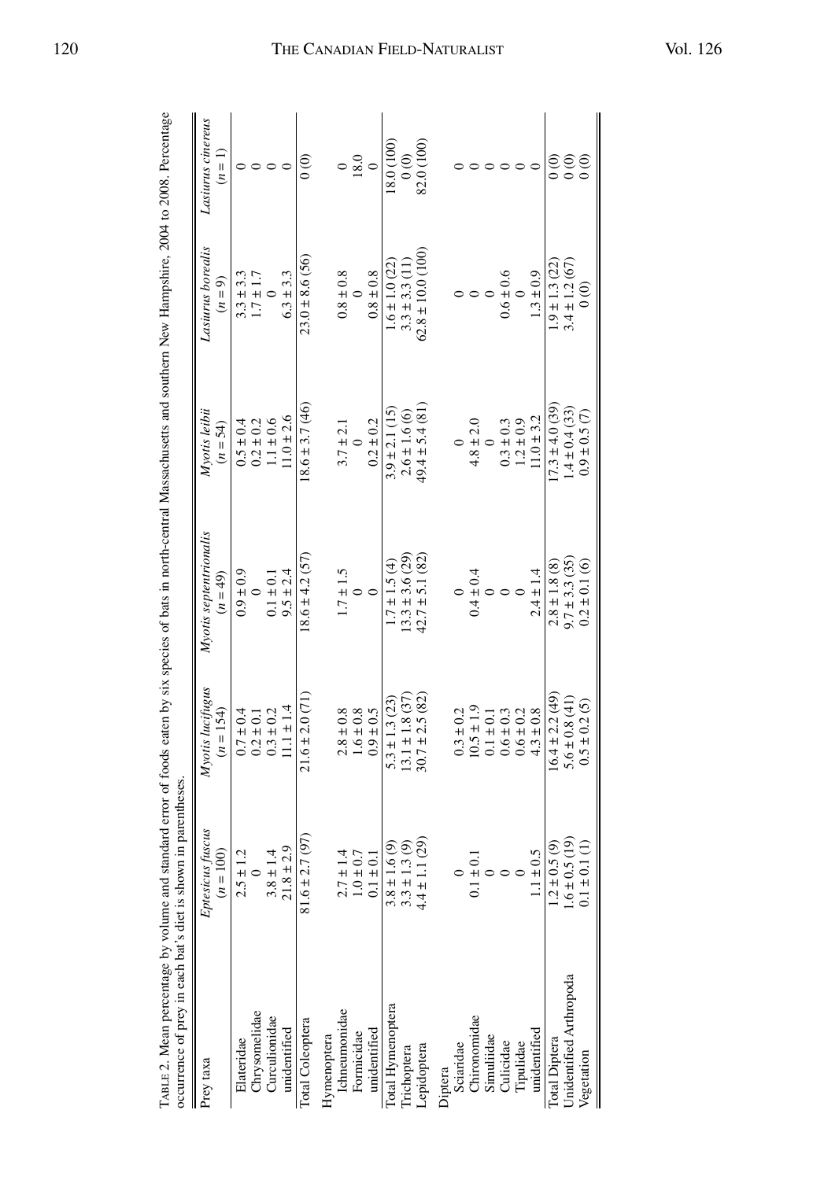TABLE 2. Mean percentage by volume and standard error of foods eaten by six species of bats in north-central Massachusetts and southern New Hampshire, 2004 to 2008. Percentage occurrence of prey in each bat's diet is shown in parentheses.

| Prey taxa | *Eptesicus fuscus* ($n$ = 100) | *Myotis lucifugus* ($n$ = 154) | *Myotis septentrionalis* ($n$ = 49) | *Myotis leibii* ($n$ = 54) | *Lasiurus borealis* ($n$ = 9) | *Lasiurus cinereus* ($n$ = 1) |
|---|---|---|---|---|---|---|
| Elateridae | 2.5 ± 1.2 | 0.7 ± 0.4 | 0.9 ± 0.9 | 0.5 ± 0.4 | 3.3 ± 3.3 | 0 |
| Chrysomelidae | 0 | 0.2 ± 0.1 | 0 | 0.2 ± 0.2 | 1.7 ± 1.7 | 0 |
| Curculionidae | 3.8 ± 1.4 | 0.3 ± 0.2 | 0.1 ± 0.1 | 1.1 ± 0.6 | 0 | 0 |
| unidentified | 21.8 ± 2.9 | 11.1 ± 1.4 | 9.5 ± 2.4 | 11.0 ± 2.6 | 6.3 ± 3.3 | 0 |
| Total Coleoptera | 81.6 ± 2.7 (97) | 21.6 ± 2.0 (71) | 18.6 ± 4.2 (57) | 18.6 ± 3.7 (46) | 23.0 ± 8.6 (56) | 0 (0) |
| Hymenoptera | | | | | | |
| Ichneumonidae | 2.7 ± 1.4 | 2.8 ± 0.8 | 1.7 ± 1.5 | 3.7 ± 2.1 | 0.8 ± 0.8 | 0 |
| Formicidae | 1.0 ± 0.7 | 1.6 ± 0.8 | 0 | 0 | 0 | 18.0 |
| unidentified | 0.1 ± 0.1 | 0.9 ± 0.5 | 0 | 0.2 ± 0.2 | 0.8 ± 0.8 | 0 |
| Total Hymenoptera | 3.8 ± 1.6 (9) | 5.3 ± 1.3 (23) | 1.7 ± 1.5 (4) | 3.9 ± 2.1 (15) | 1.6 ± 1.0 (22) | 18.0 (100) |
| Trichoptera | 3.3 ± 1.3 (9) | 13.1 ± 1.8 (37) | 13.3 ± 3.6 (29) | 2.6 ± 1.6 (6) | 3.3 ± 3.3 (11) | 0 (0) |
| Lepidoptera | 4.4 ± 1.1 (29) | 30.7 ± 2.5 (82) | 42.7 ± 5.1 (82) | 49.4 ± 5.4 (81) | 62.8 ± 10.0 (100) | 82.0 (100) |
| Diptera | | | | | | |
| Sciaridae | 0 | 0.3 ± 0.2 | 0 | 0 | 0 | 0 |
| Chironomidae | 0.1 ± 0.1 | 10.5 ± 1.9 | 0.4 ± 0.4 | 4.8 ± 2.0 | 0 | 0 |
| Simuliidae | 0 | 0.1 ± 0.1 | 0 | 0 | 0 | 0 |
| Culicidae | 0 | 0.6 ± 0.3 | 0 | 0.3 ± 0.3 | 0.6 ± 0.6 | 0 |
| Tipulidae | 0 | 0.6 ± 0.2 | 0 | 1.2 ± 0.9 | 0 | 0 |
| unidentified | 1.1 ± 0.5 | 4.3 ± 0.8 | 2.4 ± 1.4 | 11.0 ± 3.2 | 1.3 ± 0.9 | 0 |
| Total Diptera | 1.2 ± 0.5 (9) | 16.4 ± 2.2 (49) | 2.8 ± 1.8 (8) | 17.3 ± 4.0 (39) | 1.9 ± 1.3 (22) | 0 (0) |
| Unidentified Arthropoda | 1.6 ± 0.5 (19) | 5.6 ± 0.8 (41) | 9.7 ± 3.3 (35) | 1.4 ± 0.4 (33) | 3.4 ± 1.2 (67) | 0 (0) |
| Vegetation | 0.1 ± 0.1 (1) | 0.5 ± 0.2 (5) | 0.2 ± 0.1 (6) | 0.9 ± 0.5 (7) | 0 (0) | 0 (0) |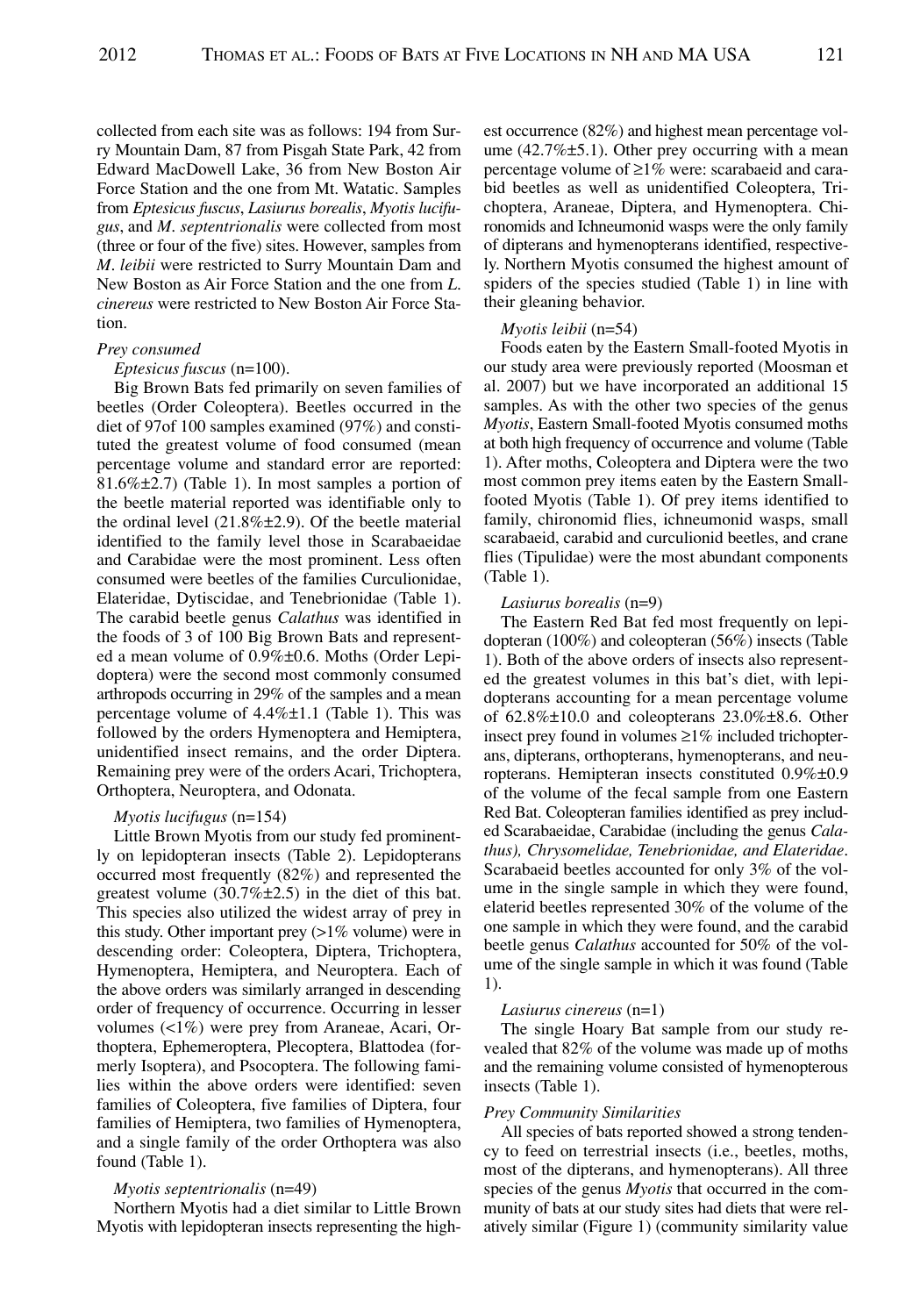collected from each site was as follows: 194 from Surry Mountain Dam, 87 from Pisgah State Park, 42 from Edward MacDowell Lake, 36 from New Boston Air Force Station and the one from Mt. Watatic. Samples from *Eptesicus fuscus*, *Lasiurus borealis*, *Myotis lucifugus*, and *M. septentrionalis* were collected from most (three or four of the five) sites. However, samples from *M. leibii* were restricted to Surry Mountain Dam and New Boston as Air Force Station and the one from *L. cinereus* were restricted to New Boston Air Force Station.

### *Prey consumed*

*Eptesicus fuscus* (n=100).

Big Brown Bats fed primarily on seven families of beetles (Order Coleoptera). Beetles occurred in the diet of 97of 100 samples examined (97%) and constituted the greatest volume of food consumed (mean percentage volume and standard error are reported: 81.6%±2.7) (Table 1). In most samples a portion of the beetle material reported was identifiable only to the ordinal level (21.8%±2.9). Of the beetle material identified to the family level those in Scarabaeidae and Carabidae were the most prominent. Less often consumed were beetles of the families Curculionidae, Elateridae, Dytiscidae, and Tenebrionidae (Table 1). The carabid beetle genus *Calathus* was identified in the foods of 3 of 100 Big Brown Bats and represented a mean volume of 0.9%±0.6. Moths (Order Lepidoptera) were the second most commonly consumed arthropods occurring in 29% of the samples and a mean percentage volume of 4.4%±1.1 (Table 1). This was followed by the orders Hymenoptera and Hemiptera, unidentified insect remains, and the order Diptera. Remaining prey were of the orders Acari, Trichoptera, Orthoptera, Neuroptera, and Odonata.

*Myotis lucifugus* (n=154)

Little Brown Myotis from our study fed prominently on lepidopteran insects (Table 2). Lepidopterans occurred most frequently (82%) and represented the greatest volume (30.7%±2.5) in the diet of this bat. This species also utilized the widest array of prey in this study. Other important prey (>1% volume) were in descending order: Coleoptera, Diptera, Trichoptera, Hymenoptera, Hemiptera, and Neuroptera. Each of the above orders was similarly arranged in descending order of frequency of occurrence. Occurring in lesser volumes (<1%) were prey from Araneae, Acari, Orthoptera, Ephemeroptera, Plecoptera, Blattodea (formerly Isoptera), and Psocoptera. The following families within the above orders were identified: seven families of Coleoptera, five families of Diptera, four families of Hemiptera, two families of Hymenoptera, and a single family of the order Orthoptera was also found (Table 1).

*Myotis septentrionalis* (n=49)

Northern Myotis had a diet similar to Little Brown Myotis with lepidopteran insects representing the highest occurrence (82%) and highest mean percentage volume (42.7%±5.1). Other prey occurring with a mean percentage volume of ≥1% were: scarabaeid and carabid beetles as well as unidentified Coleoptera, Trichoptera, Araneae, Diptera, and Hymenoptera. Chironomids and Ichneumonid wasps were the only family of dipterans and hymenopterans identified, respectively. Northern Myotis consumed the highest amount of spiders of the species studied (Table 1) in line with their gleaning behavior.

*Myotis leibii* (n=54)

Foods eaten by the Eastern Small-footed Myotis in our study area were previously reported (Moosman et al. 2007) but we have incorporated an additional 15 samples. As with the other two species of the genus *Myotis*, Eastern Small-footed Myotis consumed moths at both high frequency of occurrence and volume (Table 1). After moths, Coleoptera and Diptera were the two most common prey items eaten by the Eastern Small-footed Myotis (Table 1). Of prey items identified to family, chironomid flies, ichneumonid wasps, small scarabaeid, carabid and curculionid beetles, and crane flies (Tipulidae) were the most abundant components (Table 1).

*Lasiurus borealis* (n=9)

The Eastern Red Bat fed most frequently on lepidopteran (100%) and coleopteran (56%) insects (Table 1). Both of the above orders of insects also represented the greatest volumes in this bat's diet, with lepidopterans accounting for a mean percentage volume of 62.8%±10.0 and coleopterans 23.0%±8.6. Other insect prey found in volumes ≥1% included trichopterans, dipterans, orthopterans, hymenopterans, and neuropterans. Hemipteran insects constituted 0.9%±0.9 of the volume of the fecal sample from one Eastern Red Bat. Coleopteran families identified as prey included Scarabaeidae, Carabidae (including the genus *Calathus), Chrysomelidae, Tenebrionidae, and Elateridae*. Scarabaeid beetles accounted for only 3% of the volume in the single sample in which they were found, elaterid beetles represented 30% of the volume of the one sample in which they were found, and the carabid beetle genus *Calathus* accounted for 50% of the volume of the single sample in which it was found (Table 1).

*Lasiurus cinereus* (n=1)

The single Hoary Bat sample from our study revealed that 82% of the volume was made up of moths and the remaining volume consisted of hymenopterous insects (Table 1).

### *Prey Community Similarities*

All species of bats reported showed a strong tendency to feed on terrestrial insects (i.e., beetles, moths, most of the dipterans, and hymenopterans). All three species of the genus *Myotis* that occurred in the community of bats at our study sites had diets that were relatively similar (Figure 1) (community similarity value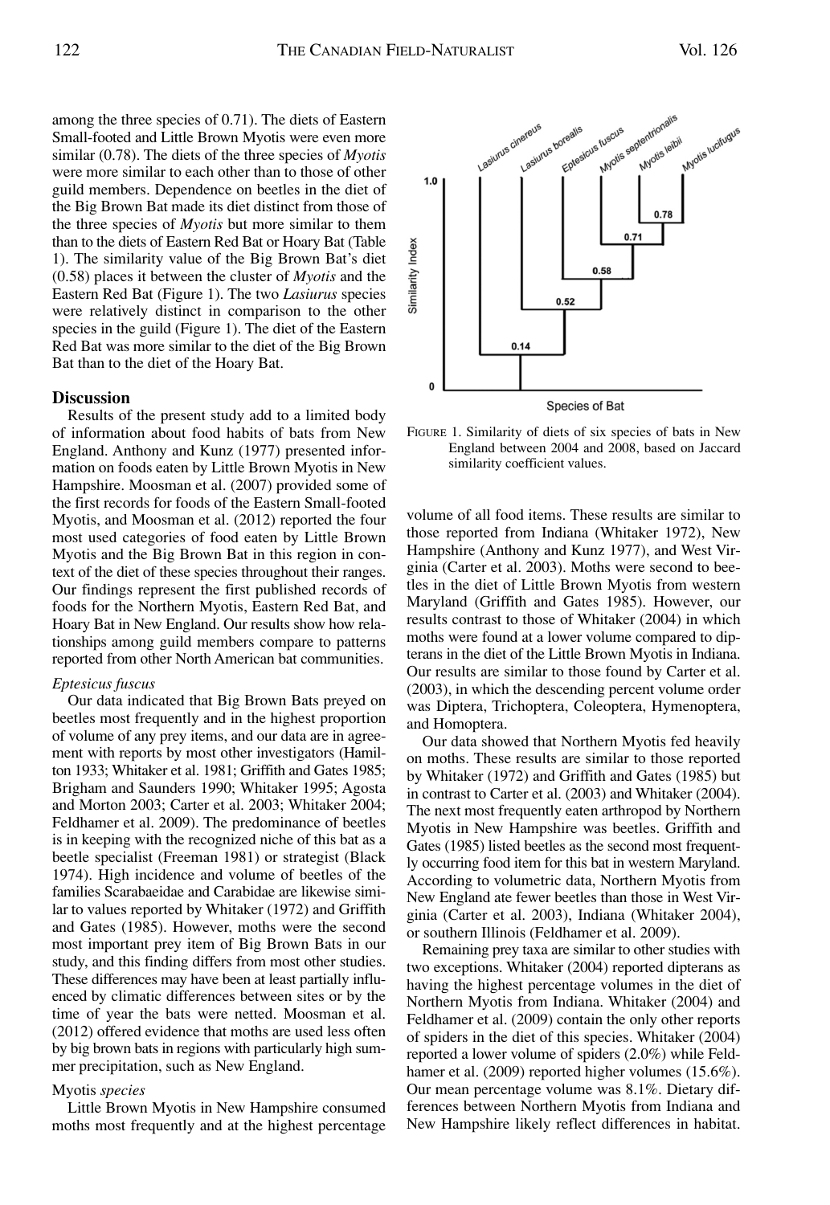among the three species of 0.71). The diets of Eastern Small-footed and Little Brown Myotis were even more similar (0.78). The diets of the three species of *Myotis* were more similar to each other than to those of other guild members. Dependence on beetles in the diet of the Big Brown Bat made its diet distinct from those of the three species of *Myotis* but more similar to them than to the diets of Eastern Red Bat or Hoary Bat (Table 1). The similarity value of the Big Brown Bat's diet (0.58) places it between the cluster of *Myotis* and the Eastern Red Bat (Figure 1). The two *Lasiurus* species were relatively distinct in comparison to the other species in the guild (Figure 1). The diet of the Eastern Red Bat was more similar to the diet of the Big Brown Bat than to the diet of the Hoary Bat.

FIGURE 1. Similarity of diets of six species of bats in New England between 2004 and 2008, based on Jaccard similarity coefficient values.

## Discussion

Results of the present study add to a limited body of information about food habits of bats from New England. Anthony and Kunz (1977) presented information on foods eaten by Little Brown Myotis in New Hampshire. Moosman et al. (2007) provided some of the first records for foods of the Eastern Small-footed Myotis, and Moosman et al. (2012) reported the four most used categories of food eaten by Little Brown Myotis and the Big Brown Bat in this region in context of the diet of these species throughout their ranges. Our findings represent the first published records of foods for the Northern Myotis, Eastern Red Bat, and Hoary Bat in New England. Our results show how relationships among guild members compare to patterns reported from other North American bat communities.

### *Eptesicus fuscus*

Our data indicated that Big Brown Bats preyed on beetles most frequently and in the highest proportion of volume of any prey items, and our data are in agreement with reports by most other investigators (Hamilton 1933; Whitaker et al. 1981; Griffith and Gates 1985; Brigham and Saunders 1990; Whitaker 1995; Agosta and Morton 2003; Carter et al. 2003; Whitaker 2004; Feldhamer et al. 2009). The predominance of beetles is in keeping with the recognized niche of this bat as a beetle specialist (Freeman 1981) or strategist (Black 1974). High incidence and volume of beetles of the families Scarabaeidae and Carabidae are likewise similar to values reported by Whitaker (1972) and Griffith and Gates (1985). However, moths were the second most important prey item of Big Brown Bats in our study, and this finding differs from most other studies. These differences may have been at least partially influenced by climatic differences between sites or by the time of year the bats were netted. Moosman et al. (2012) offered evidence that moths are used less often by big brown bats in regions with particularly high summer precipitation, such as New England.

### Myotis *species*

Little Brown Myotis in New Hampshire consumed moths most frequently and at the highest percentage volume of all food items. These results are similar to those reported from Indiana (Whitaker 1972), New Hampshire (Anthony and Kunz 1977), and West Virginia (Carter et al. 2003). Moths were second to beetles in the diet of Little Brown Myotis from western Maryland (Griffith and Gates 1985). However, our results contrast to those of Whitaker (2004) in which moths were found at a lower volume compared to dipterans in the diet of the Little Brown Myotis in Indiana. Our results are similar to those found by Carter et al. (2003), in which the descending percent volume order was Diptera, Trichoptera, Coleoptera, Hymenoptera, and Homoptera.

Our data showed that Northern Myotis fed heavily on moths. These results are similar to those reported by Whitaker (1972) and Griffith and Gates (1985) but in contrast to Carter et al. (2003) and Whitaker (2004). The next most frequently eaten arthropod by Northern Myotis in New Hampshire was beetles. Griffith and Gates (1985) listed beetles as the second most frequently occurring food item for this bat in western Maryland. According to volumetric data, Northern Myotis from New England ate fewer beetles than those in West Virginia (Carter et al. 2003), Indiana (Whitaker 2004), or southern Illinois (Feldhamer et al. 2009).

Remaining prey taxa are similar to other studies with two exceptions. Whitaker (2004) reported dipterans as having the highest percentage volumes in the diet of Northern Myotis from Indiana. Whitaker (2004) and Feldhamer et al. (2009) contain the only other reports of spiders in the diet of this species. Whitaker (2004) reported a lower volume of spiders (2.0%) while Feldhamer et al. (2009) reported higher volumes (15.6%). Our mean percentage volume was 8.1%. Dietary differences between Northern Myotis from Indiana and New Hampshire likely reflect differences in habitat.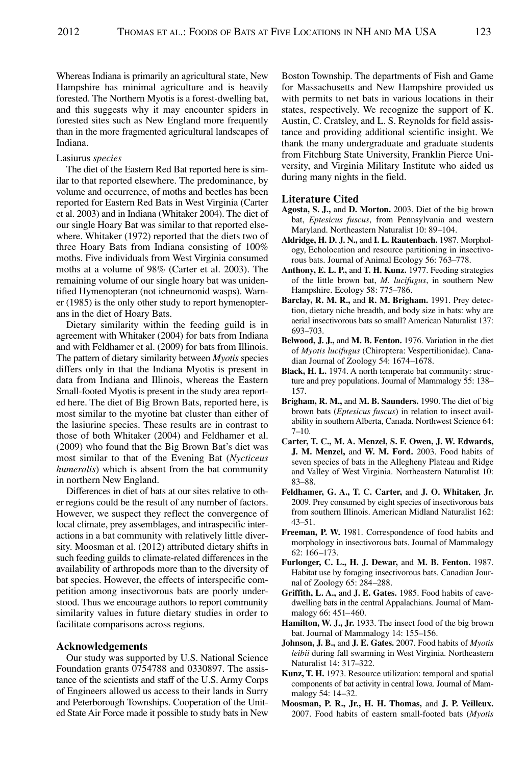Whereas Indiana is primarily an agricultural state, New Hampshire has minimal agriculture and is heavily forested. The Northern Myotis is a forest-dwelling bat, and this suggests why it may encounter spiders in forested sites such as New England more frequently than in the more fragmented agricultural landscapes of Indiana.

### Lasiurus *species*

The diet of the Eastern Red Bat reported here is similar to that reported elsewhere. The predominance, by volume and occurrence, of moths and beetles has been reported for Eastern Red Bats in West Virginia (Carter et al. 2003) and in Indiana (Whitaker 2004). The diet of our single Hoary Bat was similar to that reported elsewhere. Whitaker (1972) reported that the diets two of three Hoary Bats from Indiana consisting of 100% moths. Five individuals from West Virginia consumed moths at a volume of 98% (Carter et al. 2003). The remaining volume of our single hoary bat was unidentified Hymenopteran (not ichneumonid wasps). Warner (1985) is the only other study to report hymenopterans in the diet of Hoary Bats.

Dietary similarity within the feeding guild is in agreement with Whitaker (2004) for bats from Indiana and with Feldhamer et al. (2009) for bats from Illinois. The pattern of dietary similarity between *Myotis* species differs only in that the Indiana Myotis is present in data from Indiana and Illinois, whereas the Eastern Small-footed Myotis is present in the study area reported here. The diet of Big Brown Bats, reported here, is most similar to the myotine bat cluster than either of the lasiurine species. These results are in contrast to those of both Whitaker (2004) and Feldhamer et al. (2009) who found that the Big Brown Bat's diet was most similar to that of the Evening Bat (*Nycticeus humeralis*) which is absent from the bat community in northern New England.

Differences in diet of bats at our sites relative to other regions could be the result of any number of factors. However, we suspect they reflect the convergence of local climate, prey assemblages, and intraspecific interactions in a bat community with relatively little diversity. Moosman et al. (2012) attributed dietary shifts in such feeding guilds to climate-related differences in the availability of arthropods more than to the diversity of bat species. However, the effects of interspecific competition among insectivorous bats are poorly understood. Thus we encourage authors to report community similarity values in future dietary studies in order to facilitate comparisons across regions.

## Acknowledgements

Our study was supported by U.S. National Science Foundation grants 0754788 and 0330897. The assistance of the scientists and staff of the U.S. Army Corps of Engineers allowed us access to their lands in Surry and Peterborough Townships. Cooperation of the United State Air Force made it possible to study bats in New Boston Township. The departments of Fish and Game for Massachusetts and New Hampshire provided us with permits to net bats in various locations in their states, respectively. We recognize the support of K. Austin, C. Cratsley, and L. S. Reynolds for field assistance and providing additional scientific insight. We thank the many undergraduate and graduate students from Fitchburg State University, Franklin Pierce University, and Virginia Military Institute who aided us during many nights in the field.

## Literature Cited

**Agosta, S. J.,** and **D. Morton.** 2003. Diet of the big brown bat, *Eptesicus fuscus*, from Pennsylvania and western Maryland. Northeastern Naturalist 10: 89–104.

**Aldridge, H. D. J. N.,** and **I. L. Rautenbach.** 1987. Morphology, Echolocation and resource partitioning in insectivorous bats. Journal of Animal Ecology 56: 763–778.

**Anthony, E. L. P.,** and **T. H. Kunz.** 1977. Feeding strategies of the little brown bat, *M. lucifugus*, in southern New Hampshire. Ecology 58: 775–786.

**Barclay, R. M. R.,** and **R. M. Brigham.** 1991. Prey detection, dietary niche breadth, and body size in bats: why are aerial insectivorous bats so small? American Naturalist 137: 693–703.

**Belwood, J. J.,** and **M. B. Fenton.** 1976. Variation in the diet of *Myotis lucifugus* (Chiroptera: Vespertilionidae). Canadian Journal of Zoology 54: 1674–1678.

**Black, H. L.** 1974. A north temperate bat community: structure and prey populations. Journal of Mammalogy 55: 138–157.

**Brigham, R. M.,** and **M. B. Saunders.** 1990. The diet of big brown bats (*Eptesicus fuscus*) in relation to insect availability in southern Alberta, Canada. Northwest Science 64: 7–10.

**Carter, T. C., M. A. Menzel, S. F. Owen, J. W. Edwards, J. M. Menzel,** and **W. M. Ford.** 2003. Food habits of seven species of bats in the Allegheny Plateau and Ridge and Valley of West Virginia. Northeastern Naturalist 10: 83–88.

**Feldhamer, G. A., T. C. Carter,** and **J. O. Whitaker, Jr.** 2009. Prey consumed by eight species of insectivorous bats from southern Illinois. American Midland Naturalist 162: 43–51.

**Freeman, P. W.** 1981. Correspondence of food habits and morphology in insectivorous bats. Journal of Mammalogy 62: 166–173.

**Furlonger, C. L., H. J. Dewar,** and **M. B. Fenton.** 1987. Habitat use by foraging insectivorous bats. Canadian Journal of Zoology 65: 284–288.

**Griffith, L. A.,** and **J. E. Gates.** 1985. Food habits of cave-dwelling bats in the central Appalachians. Journal of Mammalogy 66: 451–460.

**Hamilton, W. J., Jr.** 1933. The insect food of the big brown bat. Journal of Mammalogy 14: 155–156.

**Johnson, J. B.,** and **J. E. Gates.** 2007. Food habits of *Myotis leibii* during fall swarming in West Virginia. Northeastern Naturalist 14: 317–322.

**Kunz, T. H.** 1973. Resource utilization: temporal and spatial components of bat activity in central Iowa. Journal of Mammalogy 54: 14–32.

**Moosman, P. R., Jr., H. H. Thomas,** and **J. P. Veilleux.** 2007. Food habits of eastern small-footed bats (*Myotis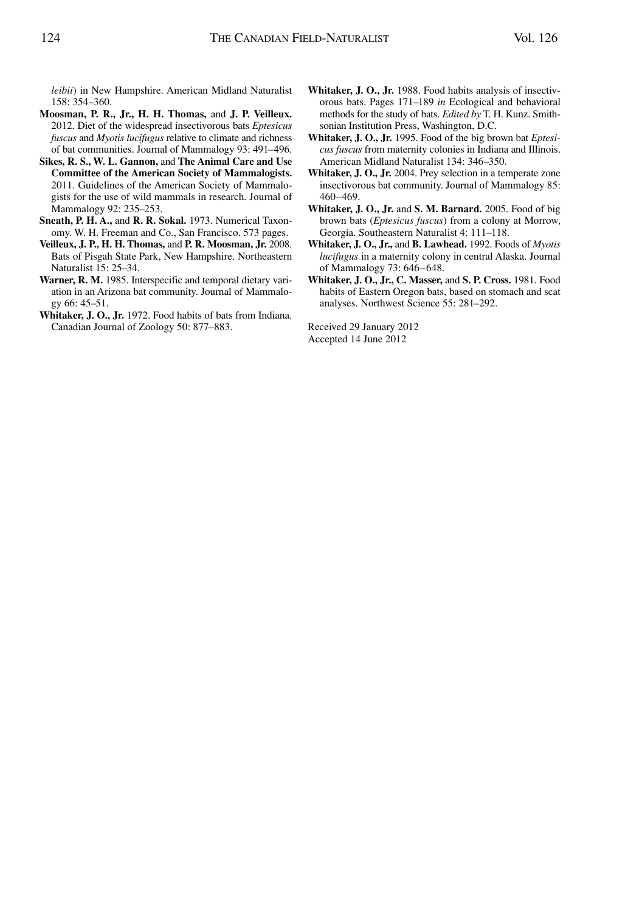*leibii*) in New Hampshire. American Midland Naturalist 158: 354–360.

**Moosman, P. R., Jr., H. H. Thomas,** and **J. P. Veilleux.** 2012. Diet of the widespread insectivorous bats *Eptesicus fuscus* and *Myotis lucifugus* relative to climate and richness of bat communities. Journal of Mammalogy 93: 491–496.

**Sikes, R. S., W. L. Gannon,** and **The Animal Care and Use Committee of the American Society of Mammalogists.** 2011. Guidelines of the American Society of Mammalogists for the use of wild mammals in research. Journal of Mammalogy 92: 235–253.

**Sneath, P. H. A.,** and **R. R. Sokal.** 1973. Numerical Taxonomy. W. H. Freeman and Co., San Francisco. 573 pages.

**Veilleux, J. P., H. H. Thomas,** and **P. R. Moosman, Jr.** 2008. Bats of Pisgah State Park, New Hampshire. Northeastern Naturalist 15: 25–34.

**Warner, R. M.** 1985. Interspecific and temporal dietary variation in an Arizona bat community. Journal of Mammalogy 66: 45–51.

**Whitaker, J. O., Jr.** 1972. Food habits of bats from Indiana. Canadian Journal of Zoology 50: 877–883.

**Whitaker, J. O., Jr.** 1988. Food habits analysis of insectivorous bats. Pages 171–189 *in* Ecological and behavioral methods for the study of bats. *Edited by* T. H. Kunz. Smithsonian Institution Press, Washington, D.C.

**Whitaker, J. O., Jr.** 1995. Food of the big brown bat *Eptesicus fuscus* from maternity colonies in Indiana and Illinois. American Midland Naturalist 134: 346–350.

**Whitaker, J. O., Jr.** 2004. Prey selection in a temperate zone insectivorous bat community. Journal of Mammalogy 85: 460–469.

**Whitaker, J. O., Jr.** and **S. M. Barnard.** 2005. Food of big brown bats (*Eptesicus fuscus*) from a colony at Morrow, Georgia. Southeastern Naturalist 4: 111–118.

**Whitaker, J. O., Jr.,** and **B. Lawhead.** 1992. Foods of *Myotis lucifugus* in a maternity colony in central Alaska. Journal of Mammalogy 73: 646–648.

**Whitaker, J. O., Jr., C. Masser,** and **S. P. Cross.** 1981. Food habits of Eastern Oregon bats, based on stomach and scat analyses. Northwest Science 55: 281–292.

Received 29 January 2012
Accepted 14 June 2012